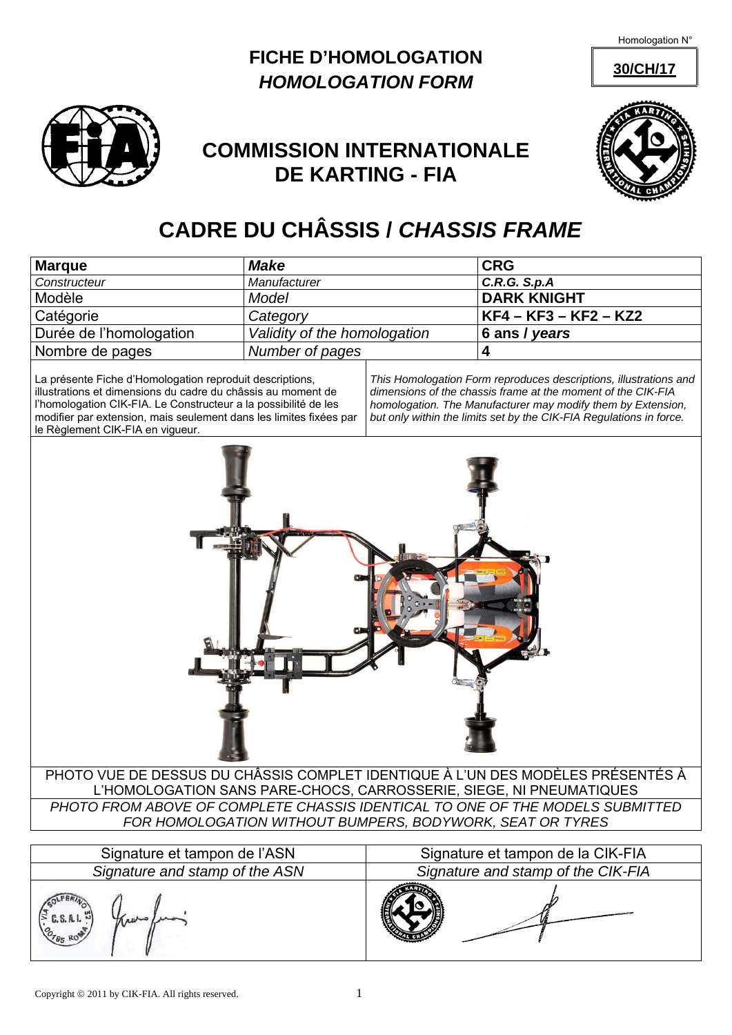Homologation N°

**30/CH/17**

# FICHE D'HOMOLOGATION
## *HOMOLOGATION FORM*

## COMMISSION INTERNATIONALE DE KARTING - FIA

# CADRE DU CHÂSSIS / *CHASSIS FRAME*

| | | |
|---|---|---|
| **Marque** | ***Make*** | **CRG** |
| *Constructeur* | *Manufacturer* | ***C.R.G. S.p.A*** |
| Modèle | *Model* | **DARK KNIGHT** |
| Catégorie | *Category* | **KF4 – KF3 – KF2 – KZ2** |
| Durée de l'homologation | *Validity of the homologation* | **6 ans / *years*** |
| Nombre de pages | *Number of pages* | **4** |

La présente Fiche d'Homologation reproduit descriptions, illustrations et dimensions du cadre du châssis au moment de l'homologation CIK-FIA. Le Constructeur a la possibilité de les modifier par extension, mais seulement dans les limites fixées par le Règlement CIK-FIA en vigueur.

*This Homologation Form reproduces descriptions, illustrations and dimensions of the chassis frame at the moment of the CIK-FIA homologation. The Manufacturer may modify them by Extension, but only within the limits set by the CIK-FIA Regulations in force.*

PHOTO VUE DE DESSUS DU CHÂSSIS COMPLET IDENTIQUE À L'UN DES MODÈLES PRÉSENTÉS À L'HOMOLOGATION SANS PARE-CHOCS, CARROSSERIE, SIEGE, NI PNEUMATIQUES

*PHOTO FROM ABOVE OF COMPLETE CHASSIS IDENTICAL TO ONE OF THE MODELS SUBMITTED FOR HOMOLOGATION WITHOUT BUMPERS, BODYWORK, SEAT OR TYRES*

| Signature et tampon de l'ASN | Signature et tampon de la CIK-FIA |
|---|---|
| *Signature and stamp of the ASN* | *Signature and stamp of the CIK-FIA* |

Copyright © 2011 by CIK-FIA. All rights reserved.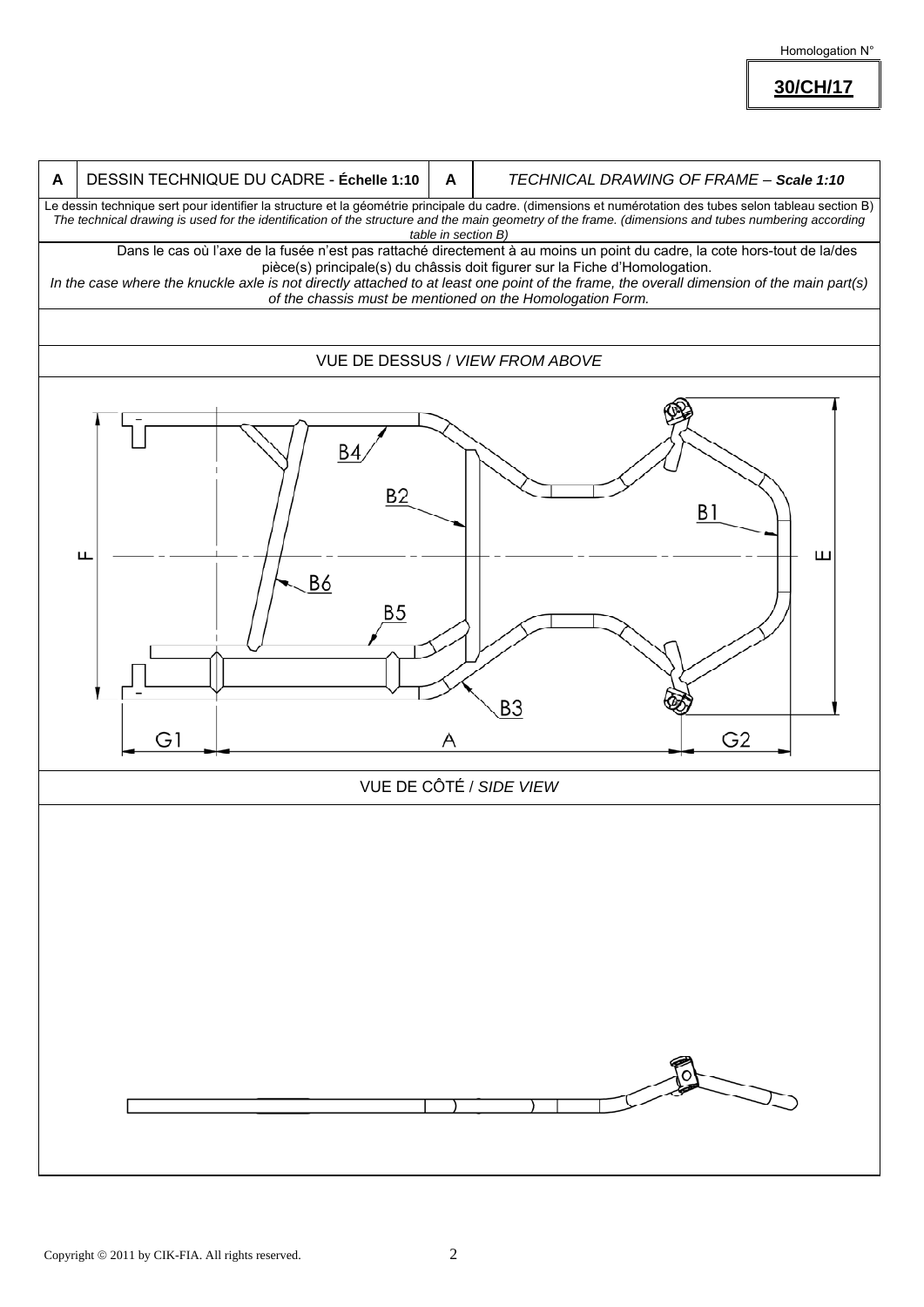Homologation N°

**30/CH/17**

| A | DESSIN TECHNIQUE DU CADRE - **Échelle 1:10** | A | *TECHNICAL DRAWING OF FRAME – **Scale 1:10*** |
|---|---|---|---|

Le dessin technique sert pour identifier la structure et la géométrie principale du cadre. (dimensions et numérotation des tubes selon tableau section B)
*The technical drawing is used for the identification of the structure and the main geometry of the frame. (dimensions and tubes numbering according table in section B)*

Dans le cas où l'axe de la fusée n'est pas rattaché directement à au moins un point du cadre, la cote hors-tout de la/des pièce(s) principale(s) du châssis doit figurer sur la Fiche d'Homologation.
*In the case where the knuckle axle is not directly attached to at least one point of the frame, the overall dimension of the main part(s) of the chassis must be mentioned on the Homologation Form.*

VUE DE DESSUS / *VIEW FROM ABOVE*

VUE DE CÔTÉ / *SIDE VIEW*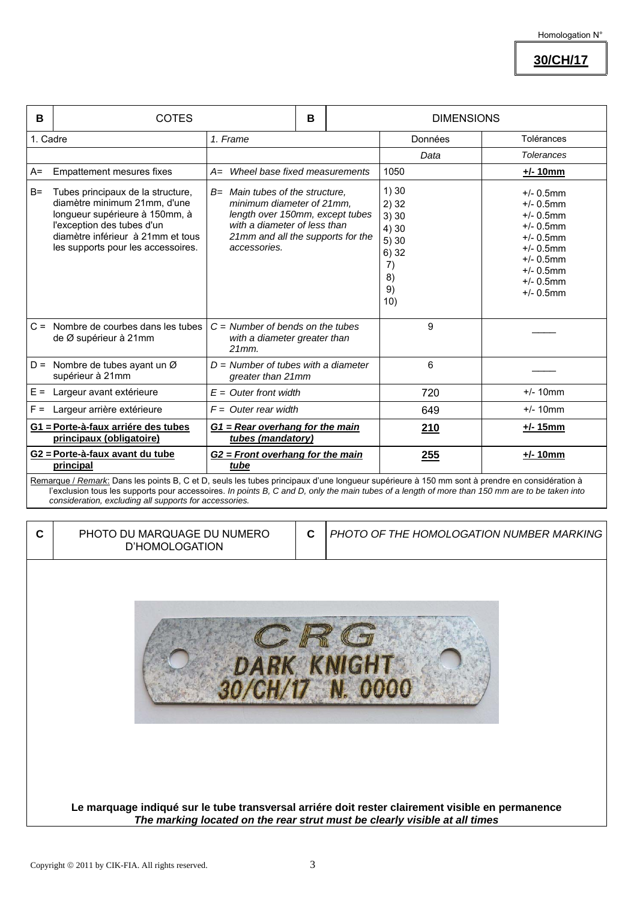Homologation N°

**30/CH/17**

| B | COTES | B | DIMENSIONS | |
|---|---|---|---|---|
| 1. Cadre | | *1. Frame* | Données | Tolérances |
| | | | *Data* | *Tolerances* |
| A= | Empattement mesures fixes | *A= Wheel base fixed measurements* | 1050 | **+/- 10mm** |
| B= | Tubes principaux de la structure, diamètre minimum 21mm, d'une longueur supérieure à 150mm, à l'exception des tubes d'un diamètre inférieur à 21mm et tous les supports pour les accessoires. | *B= Main tubes of the structure, minimum diameter of 21mm, length over 150mm, except tubes with a diameter of less than 21mm and all the supports for the accessories.* | 1) 30<br>2) 32<br>3) 30<br>4) 30<br>5) 30<br>6) 32<br>7)<br>8)<br>9)<br>10) | +/- 0.5mm<br>+/- 0.5mm<br>+/- 0.5mm<br>+/- 0.5mm<br>+/- 0.5mm<br>+/- 0.5mm<br>+/- 0.5mm<br>+/- 0.5mm<br>+/- 0.5mm<br>+/- 0.5mm |
| C = | Nombre de courbes dans les tubes de Ø supérieur à 21mm | *C = Number of bends on the tubes with a diameter greater than 21mm.* | 9 | \_\_\_\_ |
| D = | Nombre de tubes ayant un Ø supérieur à 21mm | *D = Number of tubes with a diameter greater than 21mm* | 6 | \_\_\_\_ |
| E = | Largeur avant extérieure | *E = Outer front width* | 720 | +/- 10mm |
| F = | Largeur arrière extérieure | *F = Outer rear width* | 649 | +/- 10mm |
| **G1 =** | **Porte-à-faux arriére des tubes principaux (obligatoire)** | ***G1 = Rear overhang for the main tubes (mandatory)*** | **210** | **+/- 15mm** |
| **G2 =** | **Porte-à-faux avant du tube principal** | ***G2 = Front overhang for the main tube*** | **255** | **+/- 10mm** |

Remarque / *Remark*: Dans les points B, C et D, seuls les tubes principaux d'une longueur supérieure à 150 mm sont à prendre en considération à l'exclusion tous les supports pour accessoires. *In points B, C and D, only the main tubes of a length of more than 150 mm are to be taken into consideration, excluding all supports for accessories.*

| C | PHOTO DU MARQUAGE DU NUMERO D'HOMOLOGATION | C | *PHOTO OF THE HOMOLOGATION NUMBER MARKING* |
|---|---|---|---|

CRG
DARK KNIGHT
30/CH/17 N. 0000

**Le marquage indiqué sur le tube transversal arriére doit rester clairement visible en permanence**
***The marking located on the rear strut must be clearly visible at all times***

Copyright © 2011 by CIK-FIA. All rights reserved.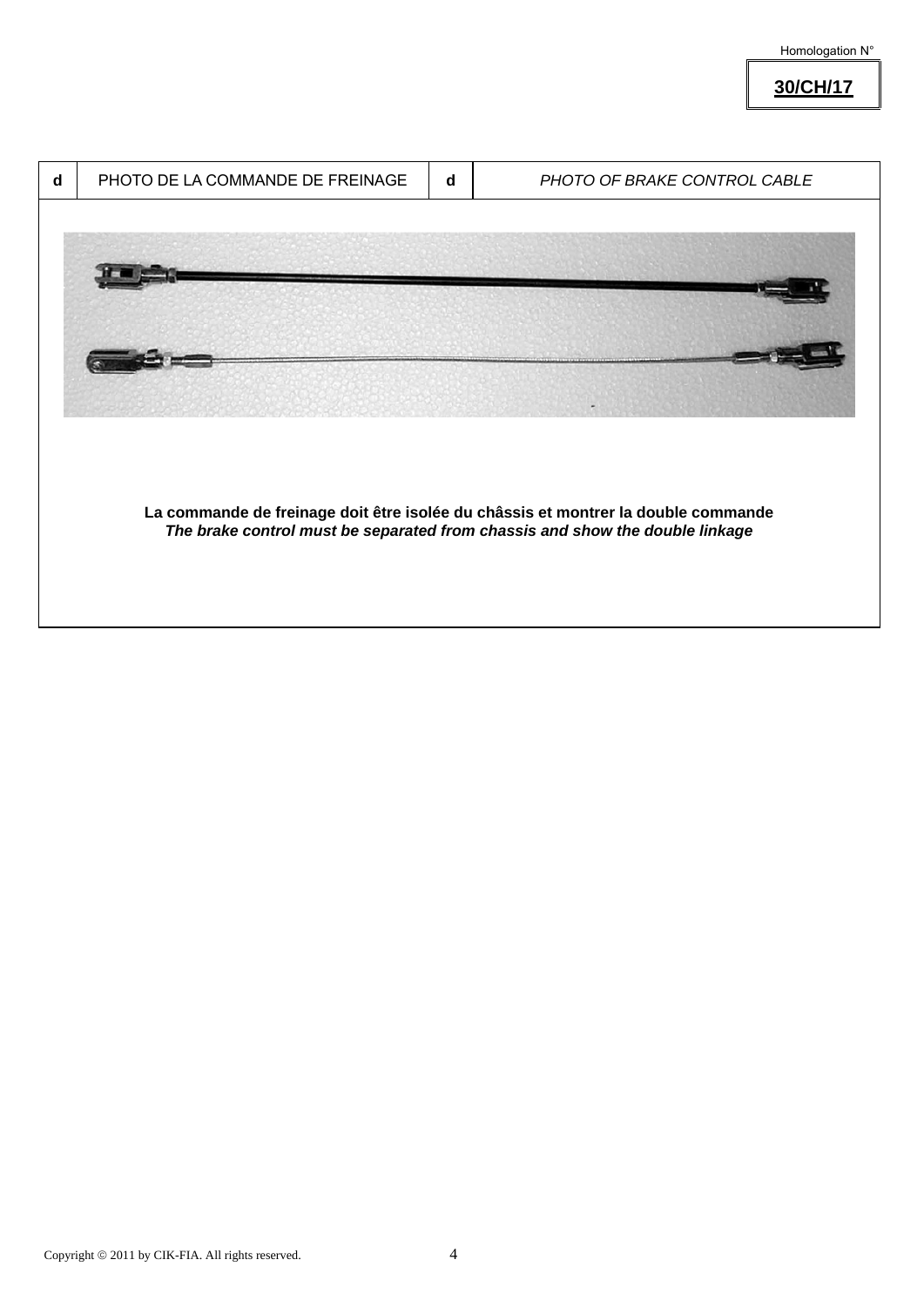Homologation N°

**30/CH/17**

| d | PHOTO DE LA COMMANDE DE FREINAGE | d | *PHOTO OF BRAKE CONTROL CABLE* |
|---|---|---|---|

**La commande de freinage doit être isolée du châssis et montrer la double commande**
***The brake control must be separated from chassis and show the double linkage***

Copyright © 2011 by CIK-FIA. All rights reserved.